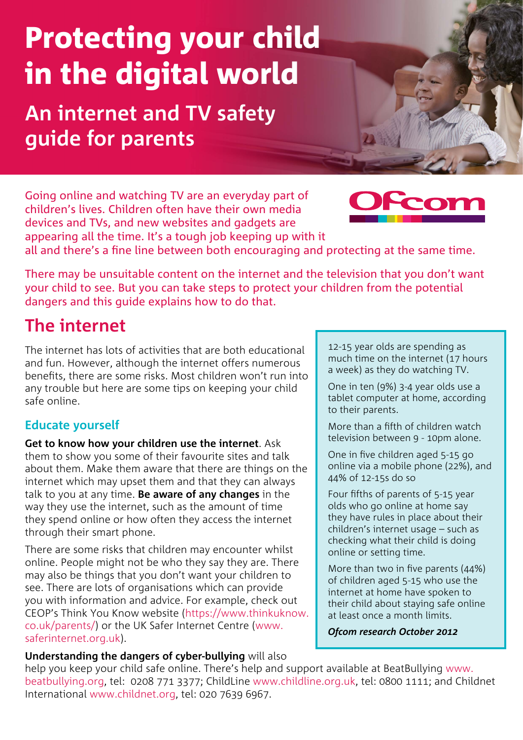# Protecting your child in the digital world

## An internet and TV safety guide for parents

Going online and watching TV are an everyday part of children's lives. Children often have their own media devices and TVs, and new websites and gadgets are appearing all the time. It's a tough job keeping up with it all and there's a fine line between both encouraging and protecting at the same time.

There may be unsuitable content on the internet and the television that you don't want your child to see. But you can take steps to protect your children from the potential dangers and this guide explains how to do that.

## The internet

The internet has lots of activities that are both educational and fun. However, although the internet offers numerous benefits, there are some risks. Most children won't run into any trouble but here are some tips on keeping your child safe online.

### Educate yourself

**Get to know how your children use the internet**. Ask them to show you some of their favourite sites and talk about them. Make them aware that there are things on the internet which may upset them and that they can always talk to you at any time. **Be aware of any changes** in the way they use the internet, such as the amount of time they spend online or how often they access the internet through their smart phone.

There are some risks that children may encounter whilst online. People might not be who they say they are. There may also be things that you don't want your children to see. There are lots of organisations which can provide you with information and advice. For example, check out CEOP's Think You Know website (https://www.thinkuknow.co.uk/parents/) or the UK Safer Internet Centre (www.saferinternet.org.uk).

**Understanding the dangers of cyber-bullying** will also help you keep your child safe online. There's help and support available at BeatBullying www.beatbullying.org, tel: 0208 771 3377; ChildLine www.childline.org.uk, tel: 0800 1111; and Childnet International www.childnet.org, tel: 020 7639 6967.

> 12-15 year olds are spending as much time on the internet (17 hours a week) as they do watching TV.
>
> One in ten (9%) 3-4 year olds use a tablet computer at home, according to their parents.
>
> More than a fifth of children watch television between 9 - 10pm alone.
>
> One in five children aged 5-15 go online via a mobile phone (22%), and 44% of 12-15s do so
>
> Four fifths of parents of 5-15 year olds who go online at home say they have rules in place about their children's internet usage – such as checking what their child is doing online or setting time.
>
> More than two in five parents (44%) of children aged 5-15 who use the internet at home have spoken to their child about staying safe online at least once a month limits.
>
> ***Ofcom research October 2012***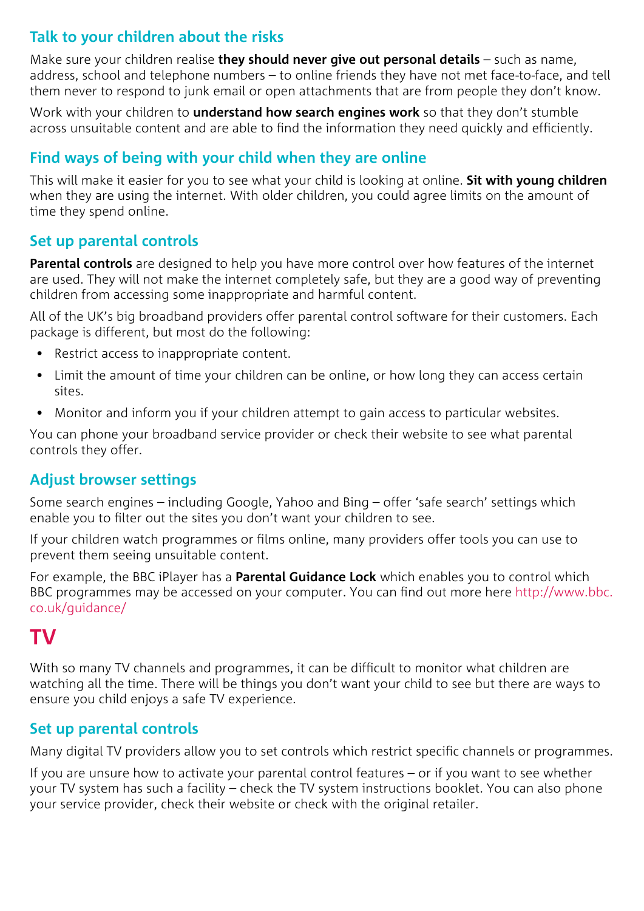### Talk to your children about the risks

Make sure your children realise **they should never give out personal details** – such as name, address, school and telephone numbers – to online friends they have not met face-to-face, and tell them never to respond to junk email or open attachments that are from people they don't know.

Work with your children to **understand how search engines work** so that they don't stumble across unsuitable content and are able to find the information they need quickly and efficiently.

### Find ways of being with your child when they are online

This will make it easier for you to see what your child is looking at online. **Sit with young children** when they are using the internet. With older children, you could agree limits on the amount of time they spend online.

### Set up parental controls

**Parental controls** are designed to help you have more control over how features of the internet are used. They will not make the internet completely safe, but they are a good way of preventing children from accessing some inappropriate and harmful content.

All of the UK's big broadband providers offer parental control software for their customers. Each package is different, but most do the following:

- Restrict access to inappropriate content.
- Limit the amount of time your children can be online, or how long they can access certain sites.
- Monitor and inform you if your children attempt to gain access to particular websites.

You can phone your broadband service provider or check their website to see what parental controls they offer.

### Adjust browser settings

Some search engines – including Google, Yahoo and Bing – offer 'safe search' settings which enable you to filter out the sites you don't want your children to see.

If your children watch programmes or films online, many providers offer tools you can use to prevent them seeing unsuitable content.

For example, the BBC iPlayer has a **Parental Guidance Lock** which enables you to control which BBC programmes may be accessed on your computer. You can find out more here http://www.bbc.co.uk/guidance/

## TV

With so many TV channels and programmes, it can be difficult to monitor what children are watching all the time. There will be things you don't want your child to see but there are ways to ensure you child enjoys a safe TV experience.

### Set up parental controls

Many digital TV providers allow you to set controls which restrict specific channels or programmes.

If you are unsure how to activate your parental control features – or if you want to see whether your TV system has such a facility – check the TV system instructions booklet. You can also phone your service provider, check their website or check with the original retailer.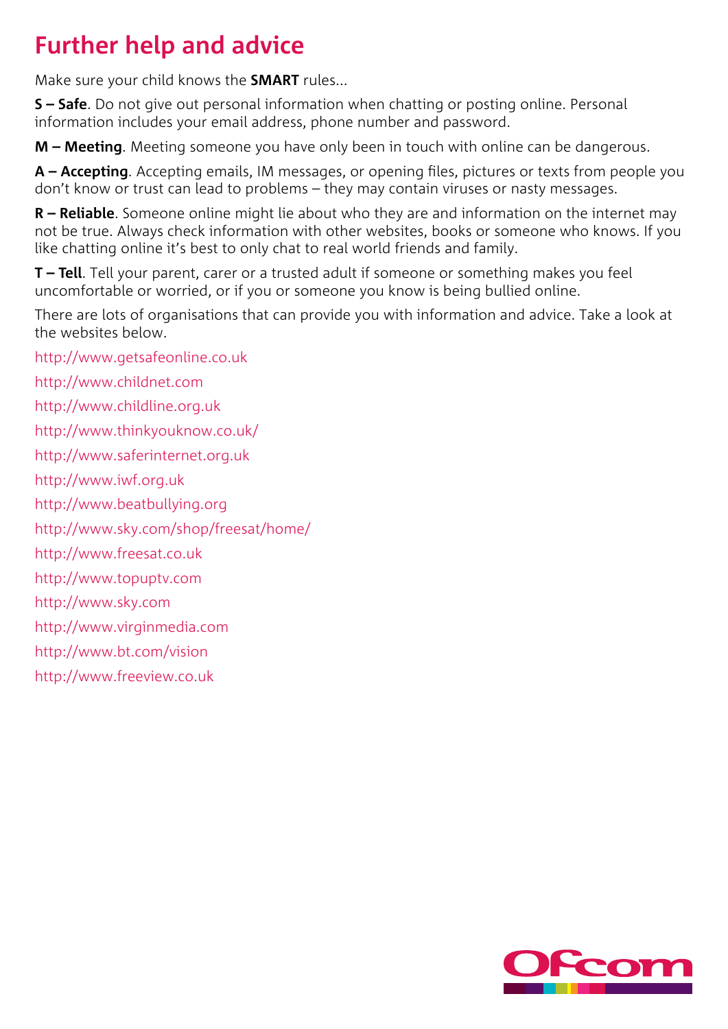# Further help and advice

Make sure your child knows the **SMART** rules...

**S – Safe**. Do not give out personal information when chatting or posting online. Personal information includes your email address, phone number and password.

**M – Meeting**. Meeting someone you have only been in touch with online can be dangerous.

**A – Accepting**. Accepting emails, IM messages, or opening files, pictures or texts from people you don't know or trust can lead to problems – they may contain viruses or nasty messages.

**R – Reliable**. Someone online might lie about who they are and information on the internet may not be true. Always check information with other websites, books or someone who knows. If you like chatting online it's best to only chat to real world friends and family.

**T – Tell**. Tell your parent, carer or a trusted adult if someone or something makes you feel uncomfortable or worried, or if you or someone you know is being bullied online.

There are lots of organisations that can provide you with information and advice. Take a look at the websites below.

http://www.getsafeonline.co.uk

http://www.childnet.com

http://www.childline.org.uk

http://www.thinkyouknow.co.uk/

http://www.saferinternet.org.uk

http://www.iwf.org.uk

http://www.beatbullying.org

http://www.sky.com/shop/freesat/home/

http://www.freesat.co.uk

http://www.topuptv.com

http://www.sky.com

http://www.virginmedia.com

http://www.bt.com/vision

http://www.freeview.co.uk